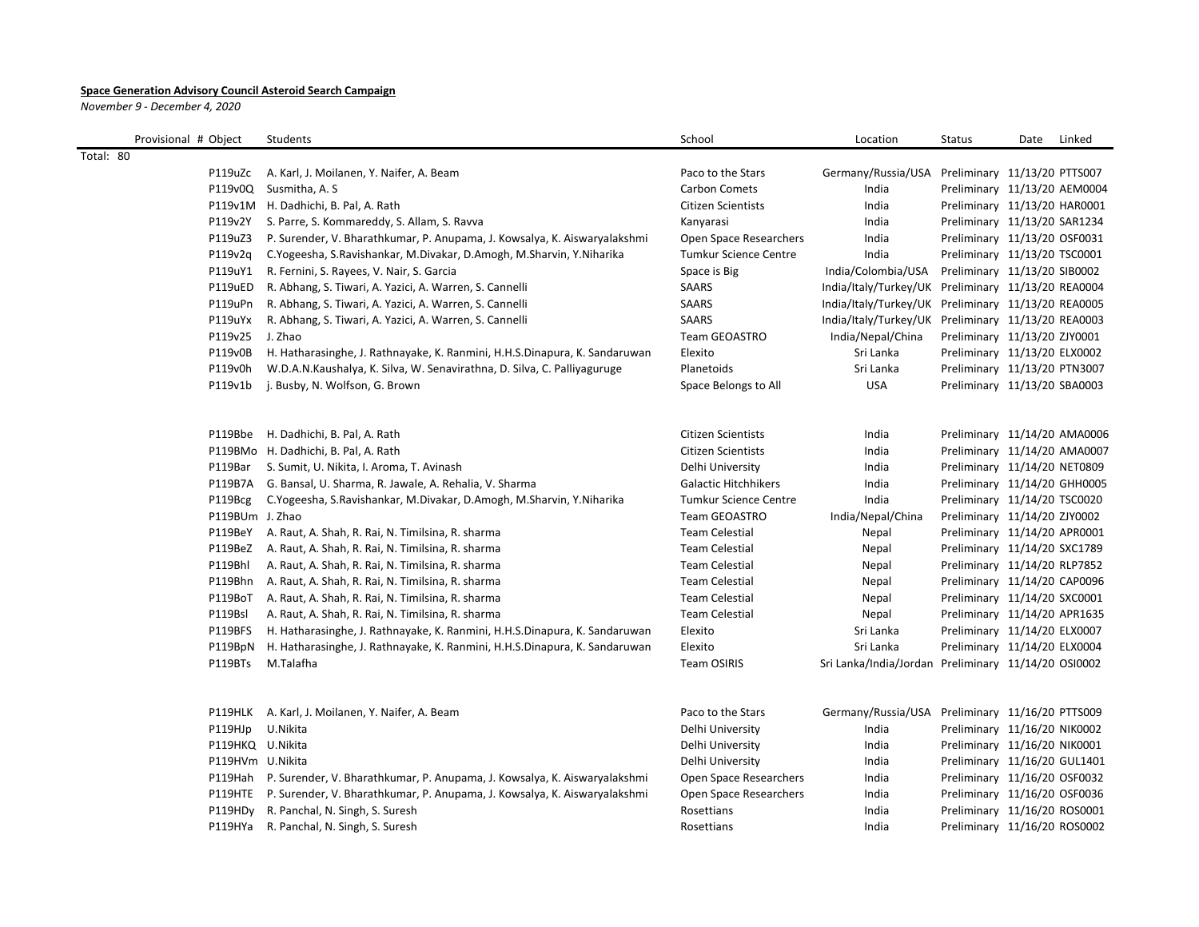**Space Generation Advisory Council Asteroid Search Campaign**

*November 9 - December 4, 2020*

| Provisional # | Object | Students | School | Location | Status | Date | Linked |
|---|---|---|---|---|---|---|---|
| Total: 80 | | | | | | | |
| | P119uZc | A. Karl, J. Moilanen, Y. Naifer, A. Beam | Paco to the Stars | Germany/Russia/USA | Preliminary | 11/13/20 | PTTS007 |
| | P119v0Q | Susmitha, A. S | Carbon Comets | India | Preliminary | 11/13/20 | AEM0004 |
| | P119v1M | H. Dadhichi, B. Pal, A. Rath | Citizen Scientists | India | Preliminary | 11/13/20 | HAR0001 |
| | P119v2Y | S. Parre, S. Kommareddy, S. Allam, S. Ravva | Kanyarasi | India | Preliminary | 11/13/20 | SAR1234 |
| | P119uZ3 | P. Surender, V. Bharathkumar, P. Anupama, J. Kowsalya, K. Aiswaryalakshmi | Open Space Researchers | India | Preliminary | 11/13/20 | OSF0031 |
| | P119v2q | C.Yogeesha, S.Ravishankar, M.Divakar, D.Amogh, M.Sharvin, Y.Niharika | Tumkur Science Centre | India | Preliminary | 11/13/20 | TSC0001 |
| | P119uY1 | R. Fernini, S. Rayees, V. Nair, S. Garcia | Space is Big | India/Colombia/USA | Preliminary | 11/13/20 | SIB0002 |
| | P119uED | R. Abhang, S. Tiwari, A. Yazici, A. Warren, S. Cannelli | SAARS | India/Italy/Turkey/UK | Preliminary | 11/13/20 | REA0004 |
| | P119uPn | R. Abhang, S. Tiwari, A. Yazici, A. Warren, S. Cannelli | SAARS | India/Italy/Turkey/UK | Preliminary | 11/13/20 | REA0005 |
| | P119uYx | R. Abhang, S. Tiwari, A. Yazici, A. Warren, S. Cannelli | SAARS | India/Italy/Turkey/UK | Preliminary | 11/13/20 | REA0003 |
| | P119v25 | J. Zhao | Team GEOASTRO | India/Nepal/China | Preliminary | 11/13/20 | ZJY0001 |
| | P119v0B | H. Hatharasinghe, J. Rathnayake, K. Ranmini, H.H.S.Dinapura, K. Sandaruwan | Elexito | Sri Lanka | Preliminary | 11/13/20 | ELX0002 |
| | P119v0h | W.D.A.N.Kaushalya, K. Silva, W. Senavirathna, D. Silva, C. Palliyaguruge | Planetoids | Sri Lanka | Preliminary | 11/13/20 | PTN3007 |
| | P119v1b | j. Busby, N. Wolfson, G. Brown | Space Belongs to All | USA | Preliminary | 11/13/20 | SBA0003 |
| | P119Bbe | H. Dadhichi, B. Pal, A. Rath | Citizen Scientists | India | Preliminary | 11/14/20 | AMA0006 |
| | P119BMo | H. Dadhichi, B. Pal, A. Rath | Citizen Scientists | India | Preliminary | 11/14/20 | AMA0007 |
| | P119Bar | S. Sumit, U. Nikita, I. Aroma, T. Avinash | Delhi University | India | Preliminary | 11/14/20 | NET0809 |
| | P119B7A | G. Bansal, U. Sharma, R. Jawale, A. Rehalia, V. Sharma | Galactic Hitchhikers | India | Preliminary | 11/14/20 | GHH0005 |
| | P119Bcg | C.Yogeesha, S.Ravishankar, M.Divakar, D.Amogh, M.Sharvin, Y.Niharika | Tumkur Science Centre | India | Preliminary | 11/14/20 | TSC0020 |
| | P119BUm | J. Zhao | Team GEOASTRO | India/Nepal/China | Preliminary | 11/14/20 | ZJY0002 |
| | P119BeY | A. Raut, A. Shah, R. Rai, N. Timilsina, R. sharma | Team Celestial | Nepal | Preliminary | 11/14/20 | APR0001 |
| | P119BeZ | A. Raut, A. Shah, R. Rai, N. Timilsina, R. sharma | Team Celestial | Nepal | Preliminary | 11/14/20 | SXC1789 |
| | P119Bhl | A. Raut, A. Shah, R. Rai, N. Timilsina, R. sharma | Team Celestial | Nepal | Preliminary | 11/14/20 | RLP7852 |
| | P119Bhn | A. Raut, A. Shah, R. Rai, N. Timilsina, R. sharma | Team Celestial | Nepal | Preliminary | 11/14/20 | CAP0096 |
| | P119BoT | A. Raut, A. Shah, R. Rai, N. Timilsina, R. sharma | Team Celestial | Nepal | Preliminary | 11/14/20 | SXC0001 |
| | P119Bsl | A. Raut, A. Shah, R. Rai, N. Timilsina, R. sharma | Team Celestial | Nepal | Preliminary | 11/14/20 | APR1635 |
| | P119BFS | H. Hatharasinghe, J. Rathnayake, K. Ranmini, H.H.S.Dinapura, K. Sandaruwan | Elexito | Sri Lanka | Preliminary | 11/14/20 | ELX0007 |
| | P119BpN | H. Hatharasinghe, J. Rathnayake, K. Ranmini, H.H.S.Dinapura, K. Sandaruwan | Elexito | Sri Lanka | Preliminary | 11/14/20 | ELX0004 |
| | P119BTs | M.Talafha | Team OSIRIS | Sri Lanka/India/Jordan | Preliminary | 11/14/20 | OSI0002 |
| | P119HLK | A. Karl, J. Moilanen, Y. Naifer, A. Beam | Paco to the Stars | Germany/Russia/USA | Preliminary | 11/16/20 | PTTS009 |
| | P119HJp | U.Nikita | Delhi University | India | Preliminary | 11/16/20 | NIK0002 |
| | P119HKQ | U.Nikita | Delhi University | India | Preliminary | 11/16/20 | NIK0001 |
| | P119HVm | U.Nikita | Delhi University | India | Preliminary | 11/16/20 | GUL1401 |
| | P119Hah | P. Surender, V. Bharathkumar, P. Anupama, J. Kowsalya, K. Aiswaryalakshmi | Open Space Researchers | India | Preliminary | 11/16/20 | OSF0032 |
| | P119HTE | P. Surender, V. Bharathkumar, P. Anupama, J. Kowsalya, K. Aiswaryalakshmi | Open Space Researchers | India | Preliminary | 11/16/20 | OSF0036 |
| | P119HDy | R. Panchal, N. Singh, S. Suresh | Rosettians | India | Preliminary | 11/16/20 | ROS0001 |
| | P119HYa | R. Panchal, N. Singh, S. Suresh | Rosettians | India | Preliminary | 11/16/20 | ROS0002 |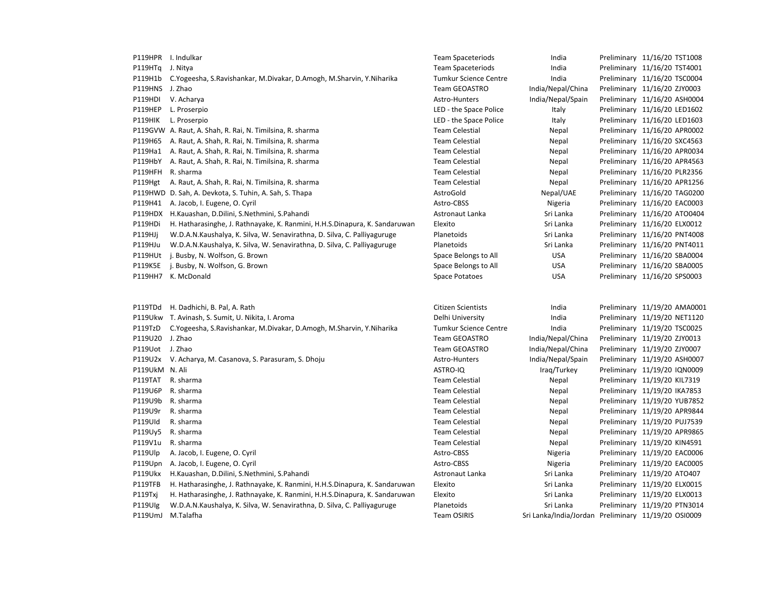| | | | | | | |
|---|---|---|---|---|---|---|
| P119HPR | I. Indulkar | Team Spaceteriods | India | Preliminary | 11/16/20 | TST1008 |
| P119HTq | J. Nitya | Team Spaceteriods | India | Preliminary | 11/16/20 | TST4001 |
| P119H1b | C.Yogeesha, S.Ravishankar, M.Divakar, D.Amogh, M.Sharvin, Y.Niharika | Tumkur Science Centre | India | Preliminary | 11/16/20 | TSC0004 |
| P119HNS | J. Zhao | Team GEOASTRO | India/Nepal/China | Preliminary | 11/16/20 | ZJY0003 |
| P119HDI | V. Acharya | Astro-Hunters | India/Nepal/Spain | Preliminary | 11/16/20 | ASH0004 |
| P119HEP | L. Proserpio | LED - the Space Police | Italy | Preliminary | 11/16/20 | LED1602 |
| P119HIK | L. Proserpio | LED - the Space Police | Italy | Preliminary | 11/16/20 | LED1603 |
| P119GVW | A. Raut, A. Shah, R. Rai, N. Timilsina, R. sharma | Team Celestial | Nepal | Preliminary | 11/16/20 | APR0002 |
| P119H65 | A. Raut, A. Shah, R. Rai, N. Timilsina, R. sharma | Team Celestial | Nepal | Preliminary | 11/16/20 | SXC4563 |
| P119Ha1 | A. Raut, A. Shah, R. Rai, N. Timilsina, R. sharma | Team Celestial | Nepal | Preliminary | 11/16/20 | APR0034 |
| P119HbY | A. Raut, A. Shah, R. Rai, N. Timilsina, R. sharma | Team Celestial | Nepal | Preliminary | 11/16/20 | APR4563 |
| P119HFH | R. sharma | Team Celestial | Nepal | Preliminary | 11/16/20 | PLR2356 |
| P119Hgt | A. Raut, A. Shah, R. Rai, N. Timilsina, R. sharma | Team Celestial | Nepal | Preliminary | 11/16/20 | APR1256 |
| P119HWD | D. Sah, A. Devkota, S. Tuhin, A. Sah, S. Thapa | AstroGold | Nepal/UAE | Preliminary | 11/16/20 | TAG0200 |
| P119H41 | A. Jacob, I. Eugene, O. Cyril | Astro-CBSS | Nigeria | Preliminary | 11/16/20 | EAC0003 |
| P119HDX | H.Kauashan, D.Dilini, S.Nethmini, S.Pahandi | Astronaut Lanka | Sri Lanka | Preliminary | 11/16/20 | ATO0404 |
| P119HDi | H. Hatharasinghe, J. Rathnayake, K. Ranmini, H.H.S.Dinapura, K. Sandaruwan | Elexito | Sri Lanka | Preliminary | 11/16/20 | ELX0012 |
| P119HJj | W.D.A.N.Kaushalya, K. Silva, W. Senavirathna, D. Silva, C. Palliyaguruge | Planetoids | Sri Lanka | Preliminary | 11/16/20 | PNT4008 |
| P119HJu | W.D.A.N.Kaushalya, K. Silva, W. Senavirathna, D. Silva, C. Palliyaguruge | Planetoids | Sri Lanka | Preliminary | 11/16/20 | PNT4011 |
| P119HUt | j. Busby, N. Wolfson, G. Brown | Space Belongs to All | USA | Preliminary | 11/16/20 | SBA0004 |
| P119K5E | j. Busby, N. Wolfson, G. Brown | Space Belongs to All | USA | Preliminary | 11/16/20 | SBA0005 |
| P119HH7 | K. McDonald | Space Potatoes | USA | Preliminary | 11/16/20 | SPS0003 |

| | | | | | | |
|---|---|---|---|---|---|---|
| P119TDd | H. Dadhichi, B. Pal, A. Rath | Citizen Scientists | India | Preliminary | 11/19/20 | AMA0001 |
| P119Ukw | T. Avinash, S. Sumit, U. Nikita, I. Aroma | Delhi University | India | Preliminary | 11/19/20 | NET1120 |
| P119TzD | C.Yogeesha, S.Ravishankar, M.Divakar, D.Amogh, M.Sharvin, Y.Niharika | Tumkur Science Centre | India | Preliminary | 11/19/20 | TSC0025 |
| P119U20 | J. Zhao | Team GEOASTRO | India/Nepal/China | Preliminary | 11/19/20 | ZJY0013 |
| P119Uot | J. Zhao | Team GEOASTRO | India/Nepal/China | Preliminary | 11/19/20 | ZJY0007 |
| P119U2x | V. Acharya, M. Casanova, S. Parasuram, S. Dhoju | Astro-Hunters | India/Nepal/Spain | Preliminary | 11/19/20 | ASH0007 |
| P119UkM | N. Ali | ASTRO-IQ | Iraq/Turkey | Preliminary | 11/19/20 | IQN0009 |
| P119TAT | R. sharma | Team Celestial | Nepal | Preliminary | 11/19/20 | KIL7319 |
| P119U6P | R. sharma | Team Celestial | Nepal | Preliminary | 11/19/20 | IKA7853 |
| P119U9b | R. sharma | Team Celestial | Nepal | Preliminary | 11/19/20 | YUB7852 |
| P119U9r | R. sharma | Team Celestial | Nepal | Preliminary | 11/19/20 | APR9844 |
| P119UId | R. sharma | Team Celestial | Nepal | Preliminary | 11/19/20 | PUJ7539 |
| P119Uy5 | R. sharma | Team Celestial | Nepal | Preliminary | 11/19/20 | APR9865 |
| P119V1u | R. sharma | Team Celestial | Nepal | Preliminary | 11/19/20 | KIN4591 |
| P119Ulp | A. Jacob, I. Eugene, O. Cyril | Astro-CBSS | Nigeria | Preliminary | 11/19/20 | EAC0006 |
| P119Upn | A. Jacob, I. Eugene, O. Cyril | Astro-CBSS | Nigeria | Preliminary | 11/19/20 | EAC0005 |
| P119Ukx | H.Kauashan, D.Dilini, S.Nethmini, S.Pahandi | Astronaut Lanka | Sri Lanka | Preliminary | 11/19/20 | ATO407 |
| P119TFB | H. Hatharasinghe, J. Rathnayake, K. Ranmini, H.H.S.Dinapura, K. Sandaruwan | Elexito | Sri Lanka | Preliminary | 11/19/20 | ELX0015 |
| P119Txj | H. Hatharasinghe, J. Rathnayake, K. Ranmini, H.H.S.Dinapura, K. Sandaruwan | Elexito | Sri Lanka | Preliminary | 11/19/20 | ELX0013 |
| P119UIg | W.D.A.N.Kaushalya, K. Silva, W. Senavirathna, D. Silva, C. Palliyaguruge | Planetoids | Sri Lanka | Preliminary | 11/19/20 | PTN3014 |
| P119UmJ | M.Talafha | Team OSIRIS | Sri Lanka/India/Jordan | Preliminary | 11/19/20 | OSI0009 |